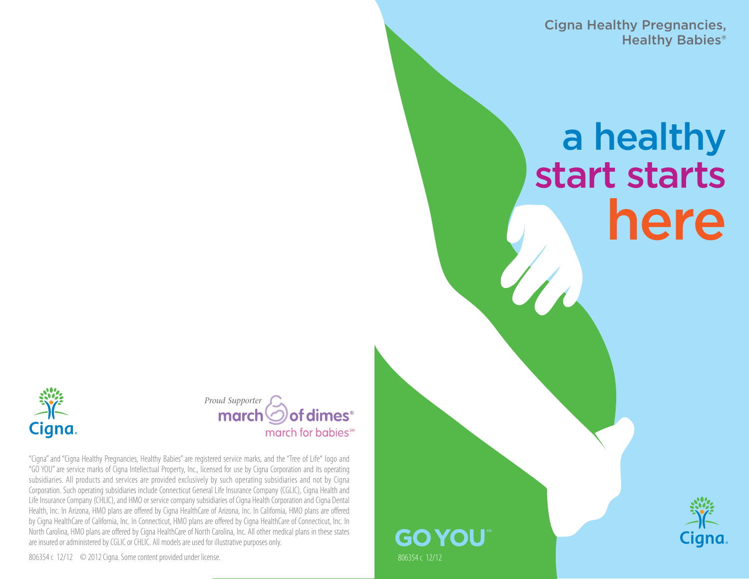Cigna Healthy Pregnancies, Healthy Babies®

# a healthy start starts here

GO YOU℠

806354 c 12/12

Cigna.

Cigna.

*Proud Supporter* march of dimes® march for babies℠

"Cigna" and "Cigna Healthy Pregnancies, Healthy Babies" are registered service marks, and the "Tree of Life" logo and "GO YOU" are service marks of Cigna Intellectual Property, Inc., licensed for use by Cigna Corporation and its operating subsidiaries. All products and services are provided exclusively by such operating subsidiaries and not by Cigna Corporation. Such operating subsidiaries include Connecticut General Life Insurance Company (CGLIC), Cigna Health and Life Insurance Company (CHLIC), and HMO or service company subsidiaries of Cigna Health Corporation and Cigna Dental Health, Inc. In Arizona, HMO plans are offered by Cigna HealthCare of Arizona, Inc. In California, HMO plans are offered by Cigna HealthCare of California, Inc. In Connecticut, HMO plans are offered by Cigna HealthCare of Connecticut, Inc. In North Carolina, HMO plans are offered by Cigna HealthCare of North Carolina, Inc. All other medical plans in these states are insured or administered by CGLIC or CHLIC. All models are used for illustrative purposes only.

806354 c 12/12 © 2012 Cigna. Some content provided under license.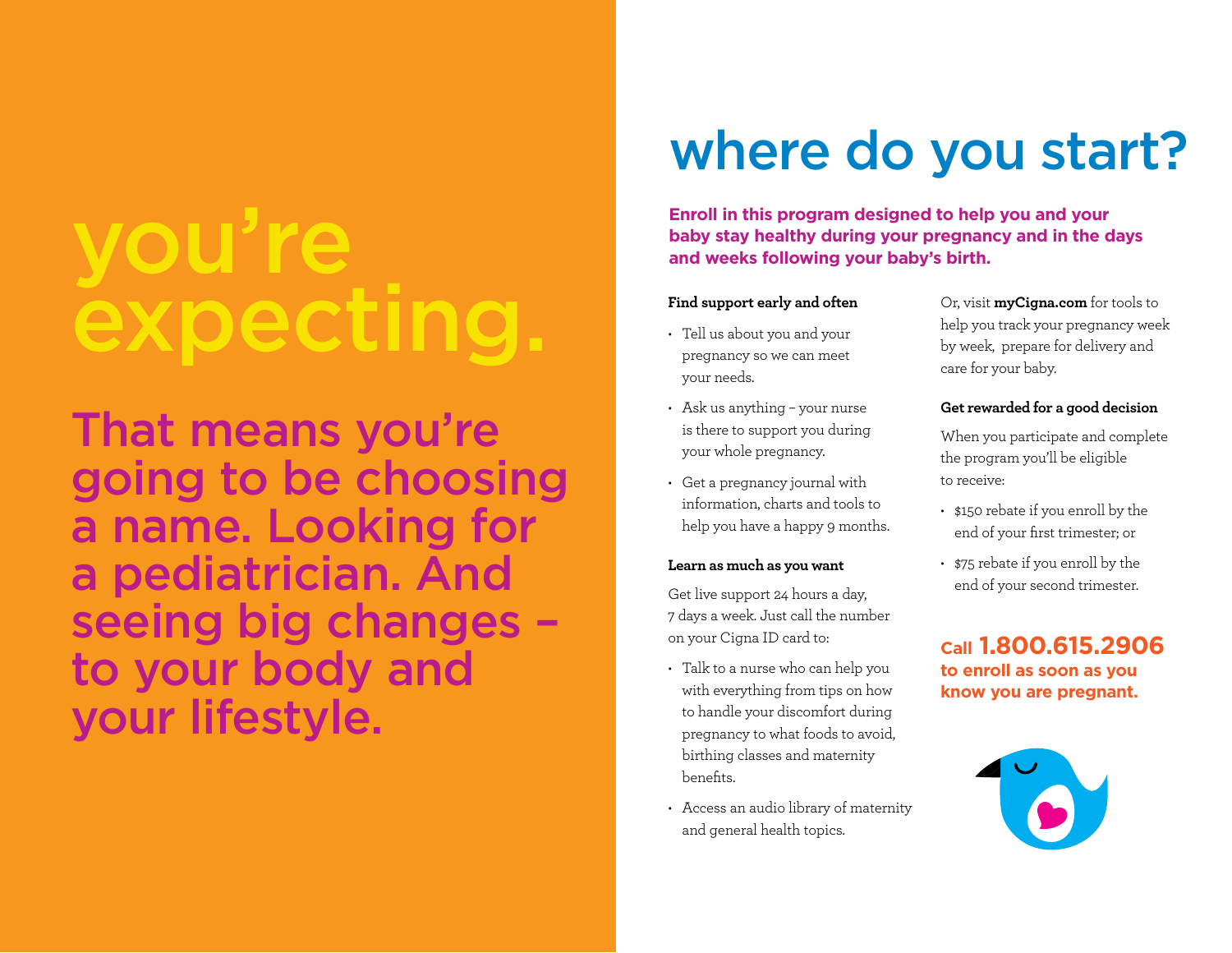# you're expecting.

## That means you're going to be choosing a name. Looking for a pediatrician. And seeing big changes – to your body and your lifestyle.

# where do you start?

**Enroll in this program designed to help you and your baby stay healthy during your pregnancy and in the days and weeks following your baby's birth.**

### Find support early and often

- Tell us about you and your pregnancy so we can meet your needs.
- Ask us anything – your nurse is there to support you during your whole pregnancy.
- Get a pregnancy journal with information, charts and tools to help you have a happy 9 months.

### Learn as much as you want

Get live support 24 hours a day, 7 days a week. Just call the number on your Cigna ID card to:

- Talk to a nurse who can help you with everything from tips on how to handle your discomfort during pregnancy to what foods to avoid, birthing classes and maternity benefits.
- Access an audio library of maternity and general health topics.

Or, visit **myCigna.com** for tools to help you track your pregnancy week by week, prepare for delivery and care for your baby.

### Get rewarded for a good decision

When you participate and complete the program you'll be eligible to receive:

- $150 rebate if you enroll by the end of your first trimester; or
- $75 rebate if you enroll by the end of your second trimester.

**Call 1.800.615.2906 to enroll as soon as you know you are pregnant.**